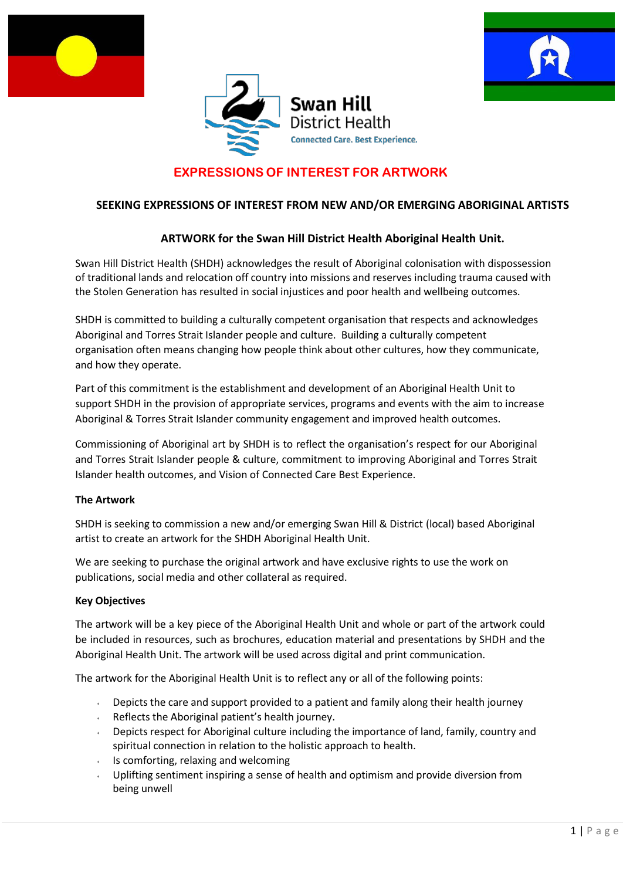Swan Hill District Health

Connected Care. Best Experience.

# EXPRESSIONS OF INTEREST FOR ARTWORK

## SEEKING EXPRESSIONS OF INTEREST FROM NEW AND/OR EMERGING ABORIGINAL ARTISTS

### ARTWORK for the Swan Hill District Health Aboriginal Health Unit.

Swan Hill District Health (SHDH) acknowledges the result of Aboriginal colonisation with dispossession of traditional lands and relocation off country into missions and reserves including trauma caused with the Stolen Generation has resulted in social injustices and poor health and wellbeing outcomes.

SHDH is committed to building a culturally competent organisation that respects and acknowledges Aboriginal and Torres Strait Islander people and culture. Building a culturally competent organisation often means changing how people think about other cultures, how they communicate, and how they operate.

Part of this commitment is the establishment and development of an Aboriginal Health Unit to support SHDH in the provision of appropriate services, programs and events with the aim to increase Aboriginal & Torres Strait Islander community engagement and improved health outcomes.

Commissioning of Aboriginal art by SHDH is to reflect the organisation's respect for our Aboriginal and Torres Strait Islander people & culture, commitment to improving Aboriginal and Torres Strait Islander health outcomes, and Vision of Connected Care Best Experience.

**The Artwork**

SHDH is seeking to commission a new and/or emerging Swan Hill & District (local) based Aboriginal artist to create an artwork for the SHDH Aboriginal Health Unit.

We are seeking to purchase the original artwork and have exclusive rights to use the work on publications, social media and other collateral as required.

**Key Objectives**

The artwork will be a key piece of the Aboriginal Health Unit and whole or part of the artwork could be included in resources, such as brochures, education material and presentations by SHDH and the Aboriginal Health Unit. The artwork will be used across digital and print communication.

The artwork for the Aboriginal Health Unit is to reflect any or all of the following points:

- Depicts the care and support provided to a patient and family along their health journey
- Reflects the Aboriginal patient's health journey.
- Depicts respect for Aboriginal culture including the importance of land, family, country and spiritual connection in relation to the holistic approach to health.
- Is comforting, relaxing and welcoming
- Uplifting sentiment inspiring a sense of health and optimism and provide diversion from being unwell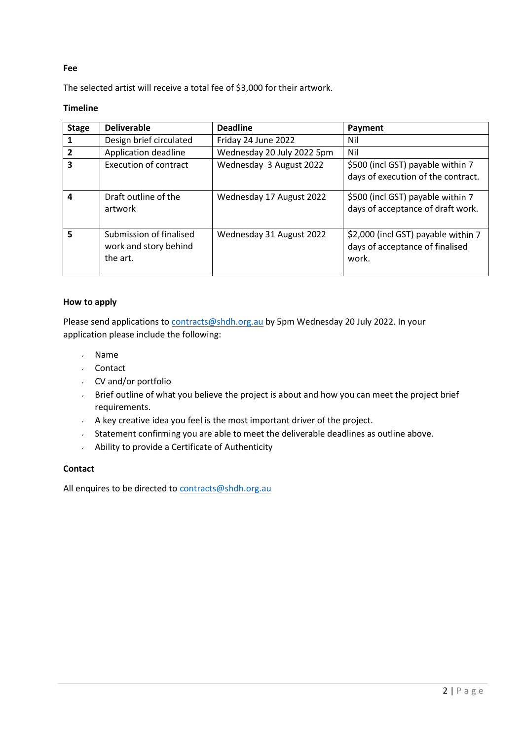**Fee**

The selected artist will receive a total fee of $3,000 for their artwork.

**Timeline**

| Stage | Deliverable | Deadline | Payment |
|---|---|---|---|
| **1** | Design brief circulated | Friday 24 June 2022 | Nil |
| **2** | Application deadline | Wednesday 20 July 2022 5pm | Nil |
| **3** | Execution of contract | Wednesday 3 August 2022 | $500 (incl GST) payable within 7 days of execution of the contract. |
| **4** | Draft outline of the artwork | Wednesday 17 August 2022 | $500 (incl GST) payable within 7 days of acceptance of draft work. |
| **5** | Submission of finalised work and story behind the art. | Wednesday 31 August 2022 | $2,000 (incl GST) payable within 7 days of acceptance of finalised work. |

**How to apply**

Please send applications to contracts@shdh.org.au by 5pm Wednesday 20 July 2022. In your application please include the following:

- Name
- Contact
- CV and/or portfolio
- Brief outline of what you believe the project is about and how you can meet the project brief requirements.
- A key creative idea you feel is the most important driver of the project.
- Statement confirming you are able to meet the deliverable deadlines as outline above.
- Ability to provide a Certificate of Authenticity

**Contact**

All enquires to be directed to contracts@shdh.org.au